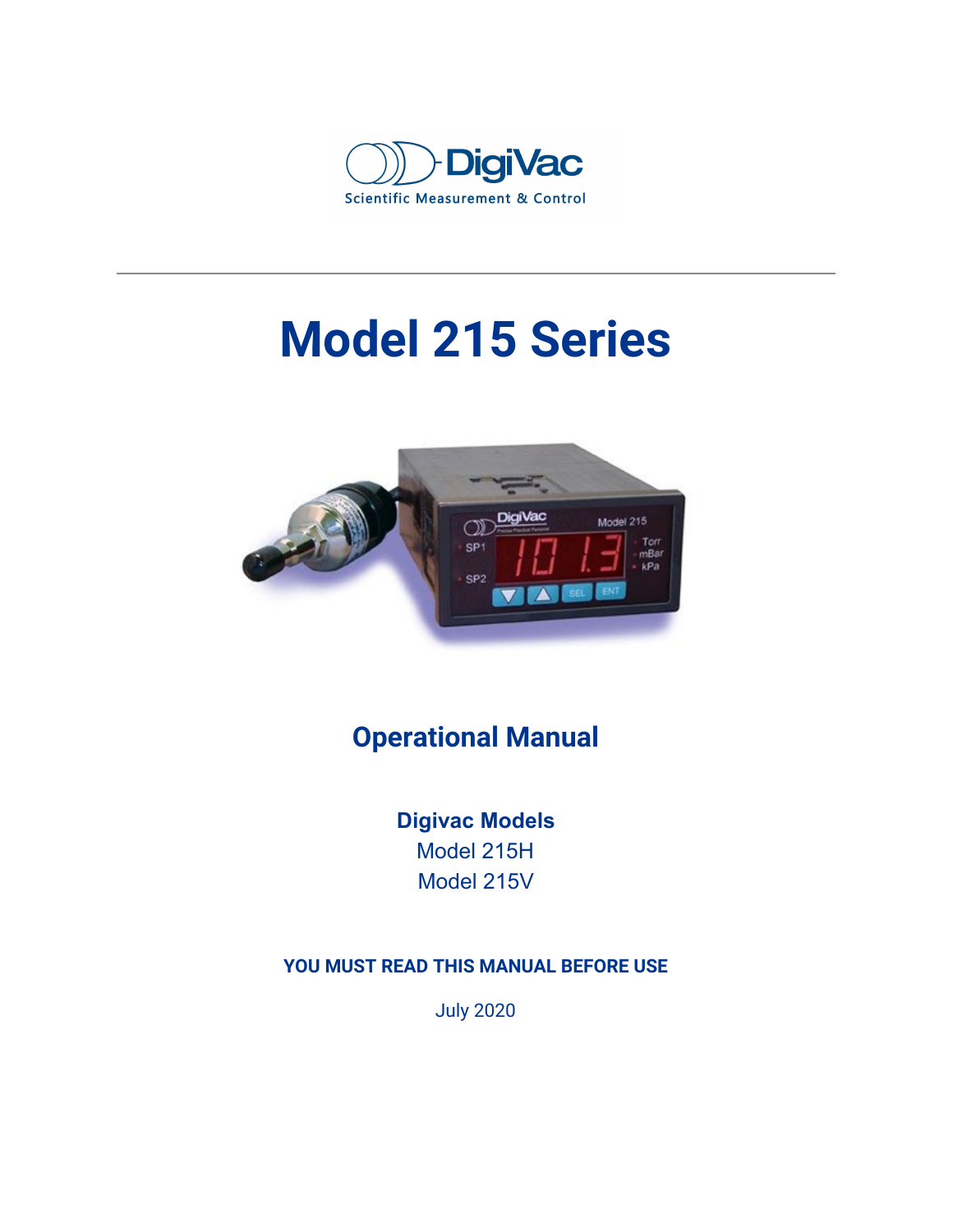DigiVac

Scientific Measurement & Control

# Model 215 Series

## Operational Manual

**Digivac Models**

Model 215H

Model 215V

**YOU MUST READ THIS MANUAL BEFORE USE**

July 2020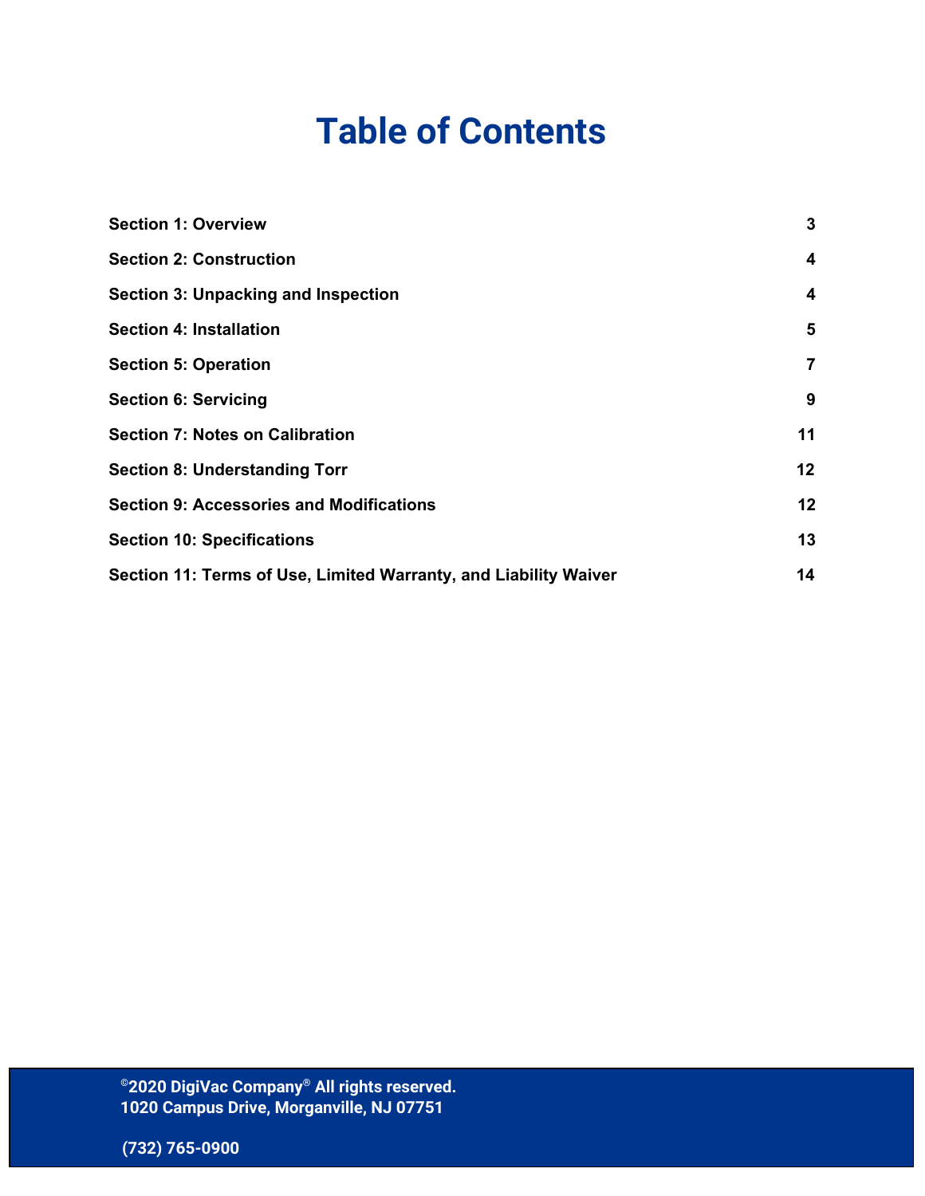# Table of Contents

| | |
|---|---|
| **Section 1: Overview** | **3** |
| **Section 2: Construction** | **4** |
| **Section 3: Unpacking and Inspection** | **4** |
| **Section 4: Installation** | **5** |
| **Section 5: Operation** | **7** |
| **Section 6: Servicing** | **9** |
| **Section 7: Notes on Calibration** | **11** |
| **Section 8: Understanding Torr** | **12** |
| **Section 9: Accessories and Modifications** | **12** |
| **Section 10: Specifications** | **13** |
| **Section 11: Terms of Use, Limited Warranty, and Liability Waiver** | **14** |

**©2020 DigiVac Company® All rights reserved.**
**1020 Campus Drive, Morganville, NJ 07751**

**(732) 765-0900**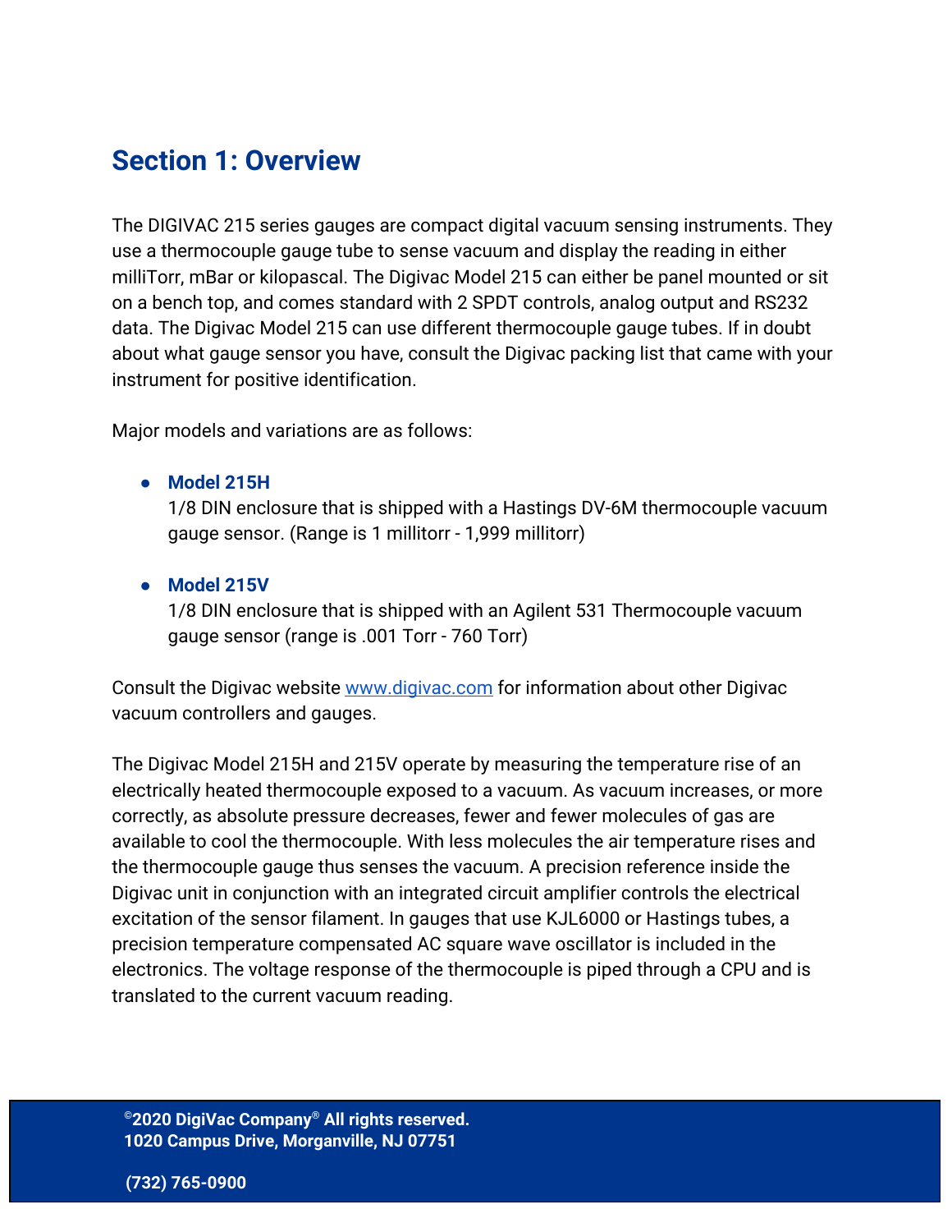## Section 1: Overview

The DIGIVAC 215 series gauges are compact digital vacuum sensing instruments. They use a thermocouple gauge tube to sense vacuum and display the reading in either milliTorr, mBar or kilopascal. The Digivac Model 215 can either be panel mounted or sit on a bench top, and comes standard with 2 SPDT controls, analog output and RS232 data. The Digivac Model 215 can use different thermocouple gauge tubes. If in doubt about what gauge sensor you have, consult the Digivac packing list that came with your instrument for positive identification.

Major models and variations are as follows:

- **Model 215H**
  1/8 DIN enclosure that is shipped with a Hastings DV-6M thermocouple vacuum gauge sensor. (Range is 1 millitorr - 1,999 millitorr)

- **Model 215V**
  1/8 DIN enclosure that is shipped with an Agilent 531 Thermocouple vacuum gauge sensor (range is .001 Torr - 760 Torr)

Consult the Digivac website [www.digivac.com](http://www.digivac.com) for information about other Digivac vacuum controllers and gauges.

The Digivac Model 215H and 215V operate by measuring the temperature rise of an electrically heated thermocouple exposed to a vacuum. As vacuum increases, or more correctly, as absolute pressure decreases, fewer and fewer molecules of gas are available to cool the thermocouple. With less molecules the air temperature rises and the thermocouple gauge thus senses the vacuum. A precision reference inside the Digivac unit in conjunction with an integrated circuit amplifier controls the electrical excitation of the sensor filament. In gauges that use KJL6000 or Hastings tubes, a precision temperature compensated AC square wave oscillator is included in the electronics. The voltage response of the thermocouple is piped through a CPU and is translated to the current vacuum reading.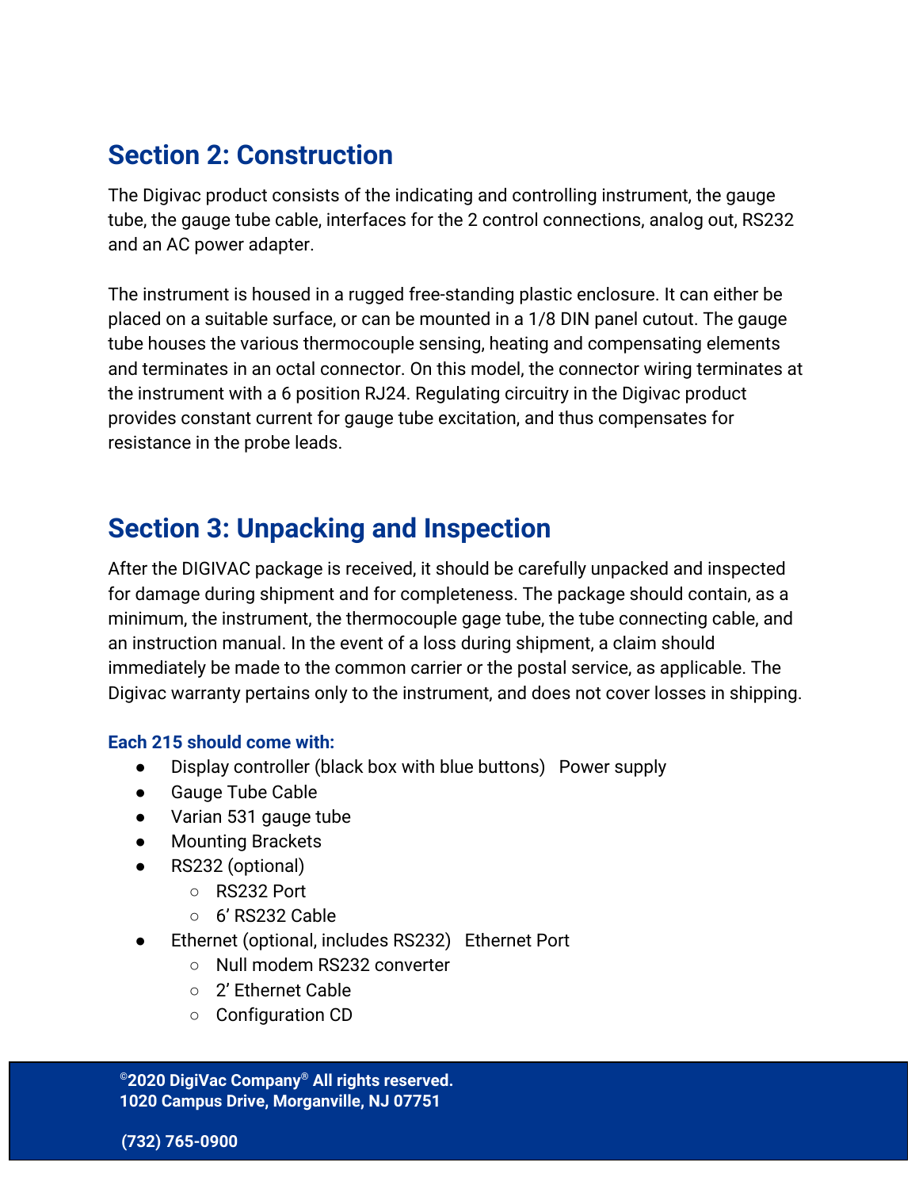## Section 2: Construction

The Digivac product consists of the indicating and controlling instrument, the gauge tube, the gauge tube cable, interfaces for the 2 control connections, analog out, RS232 and an AC power adapter.

The instrument is housed in a rugged free-standing plastic enclosure. It can either be placed on a suitable surface, or can be mounted in a 1/8 DIN panel cutout. The gauge tube houses the various thermocouple sensing, heating and compensating elements and terminates in an octal connector. On this model, the connector wiring terminates at the instrument with a 6 position RJ24. Regulating circuitry in the Digivac product provides constant current for gauge tube excitation, and thus compensates for resistance in the probe leads.

## Section 3: Unpacking and Inspection

After the DIGIVAC package is received, it should be carefully unpacked and inspected for damage during shipment and for completeness. The package should contain, as a minimum, the instrument, the thermocouple gage tube, the tube connecting cable, and an instruction manual. In the event of a loss during shipment, a claim should immediately be made to the common carrier or the postal service, as applicable. The Digivac warranty pertains only to the instrument, and does not cover losses in shipping.

### Each 215 should come with:

- Display controller (black box with blue buttons)   Power supply
- Gauge Tube Cable
- Varian 531 gauge tube
- Mounting Brackets
- RS232 (optional)
  - RS232 Port
  - 6' RS232 Cable
- Ethernet (optional, includes RS232)   Ethernet Port
  - Null modem RS232 converter
  - 2' Ethernet Cable
  - Configuration CD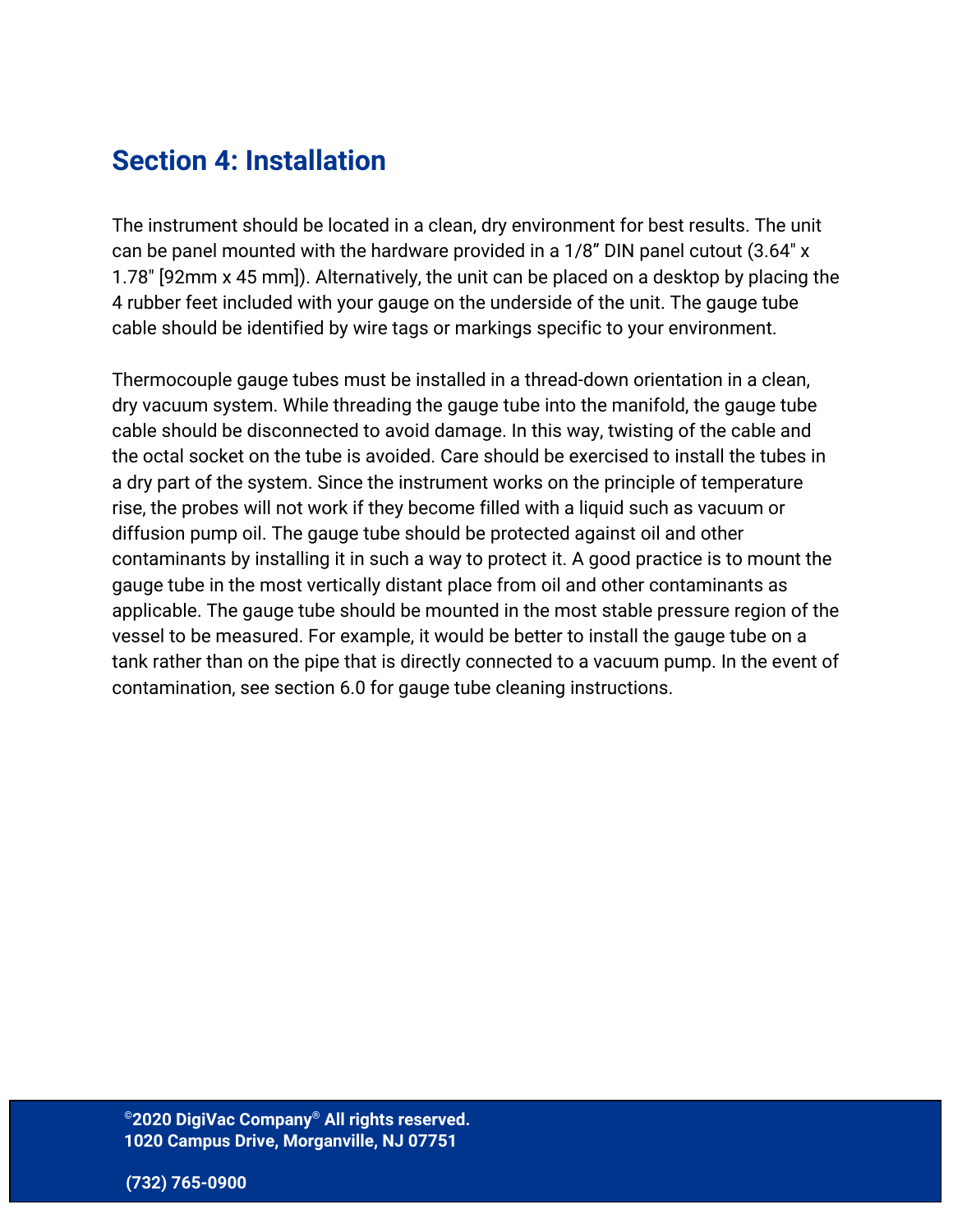## Section 4: Installation

The instrument should be located in a clean, dry environment for best results. The unit can be panel mounted with the hardware provided in a 1/8” DIN panel cutout (3.64" x 1.78" [92mm x 45 mm]). Alternatively, the unit can be placed on a desktop by placing the 4 rubber feet included with your gauge on the underside of the unit. The gauge tube cable should be identified by wire tags or markings specific to your environment.

Thermocouple gauge tubes must be installed in a thread-down orientation in a clean, dry vacuum system. While threading the gauge tube into the manifold, the gauge tube cable should be disconnected to avoid damage. In this way, twisting of the cable and the octal socket on the tube is avoided. Care should be exercised to install the tubes in a dry part of the system. Since the instrument works on the principle of temperature rise, the probes will not work if they become filled with a liquid such as vacuum or diffusion pump oil. The gauge tube should be protected against oil and other contaminants by installing it in such a way to protect it. A good practice is to mount the gauge tube in the most vertically distant place from oil and other contaminants as applicable. The gauge tube should be mounted in the most stable pressure region of the vessel to be measured. For example, it would be better to install the gauge tube on a tank rather than on the pipe that is directly connected to a vacuum pump. In the event of contamination, see section 6.0 for gauge tube cleaning instructions.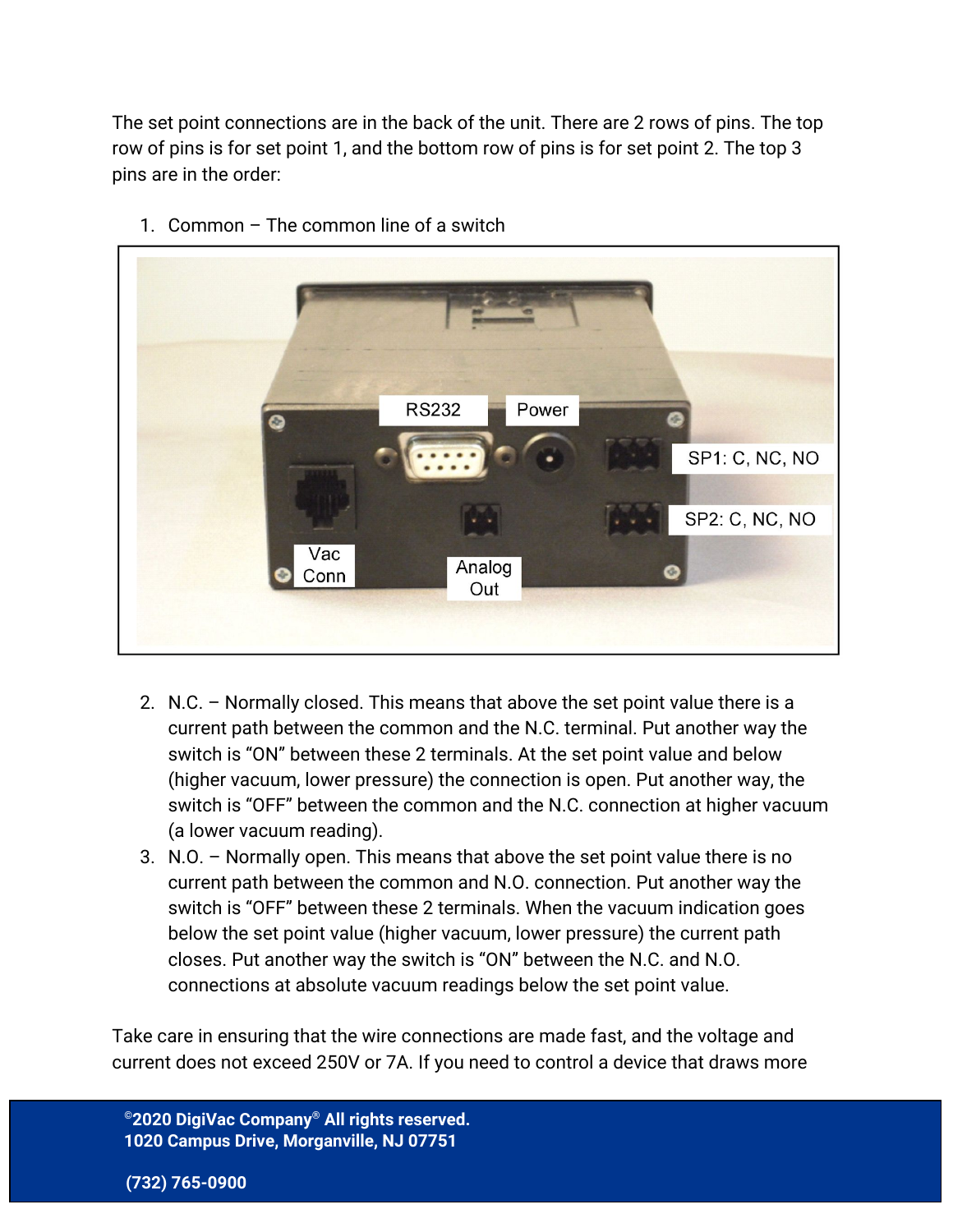The set point connections are in the back of the unit. There are 2 rows of pins. The top row of pins is for set point 1, and the bottom row of pins is for set point 2. The top 3 pins are in the order:

1. Common – The common line of a switch
2. N.C. – Normally closed. This means that above the set point value there is a current path between the common and the N.C. terminal. Put another way the switch is "ON" between these 2 terminals. At the set point value and below (higher vacuum, lower pressure) the connection is open. Put another way, the switch is "OFF" between the common and the N.C. connection at higher vacuum (a lower vacuum reading).
3. N.O. – Normally open. This means that above the set point value there is no current path between the common and N.O. connection. Put another way the switch is "OFF" between these 2 terminals. When the vacuum indication goes below the set point value (higher vacuum, lower pressure) the current path closes. Put another way the switch is "ON" between the N.C. and N.O. connections at absolute vacuum readings below the set point value.

Take care in ensuring that the wire connections are made fast, and the voltage and current does not exceed 250V or 7A. If you need to control a device that draws more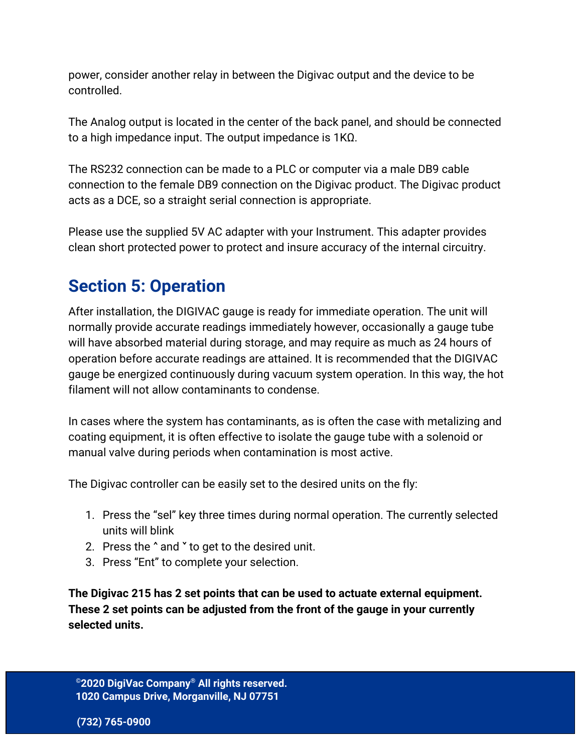power, consider another relay in between the Digivac output and the device to be controlled.

The Analog output is located in the center of the back panel, and should be connected to a high impedance input. The output impedance is 1KΩ.

The RS232 connection can be made to a PLC or computer via a male DB9 cable connection to the female DB9 connection on the Digivac product. The Digivac product acts as a DCE, so a straight serial connection is appropriate.

Please use the supplied 5V AC adapter with your Instrument. This adapter provides clean short protected power to protect and insure accuracy of the internal circuitry.

## Section 5: Operation

After installation, the DIGIVAC gauge is ready for immediate operation. The unit will normally provide accurate readings immediately however, occasionally a gauge tube will have absorbed material during storage, and may require as much as 24 hours of operation before accurate readings are attained. It is recommended that the DIGIVAC gauge be energized continuously during vacuum system operation. In this way, the hot filament will not allow contaminants to condense.

In cases where the system has contaminants, as is often the case with metalizing and coating equipment, it is often effective to isolate the gauge tube with a solenoid or manual valve during periods when contamination is most active.

The Digivac controller can be easily set to the desired units on the fly:

1. Press the “sel” key three times during normal operation. The currently selected units will blink
2. Press the ˄ and ˅ to get to the desired unit.
3. Press “Ent” to complete your selection.

**The Digivac 215 has 2 set points that can be used to actuate external equipment. These 2 set points can be adjusted from the front of the gauge in your currently selected units.**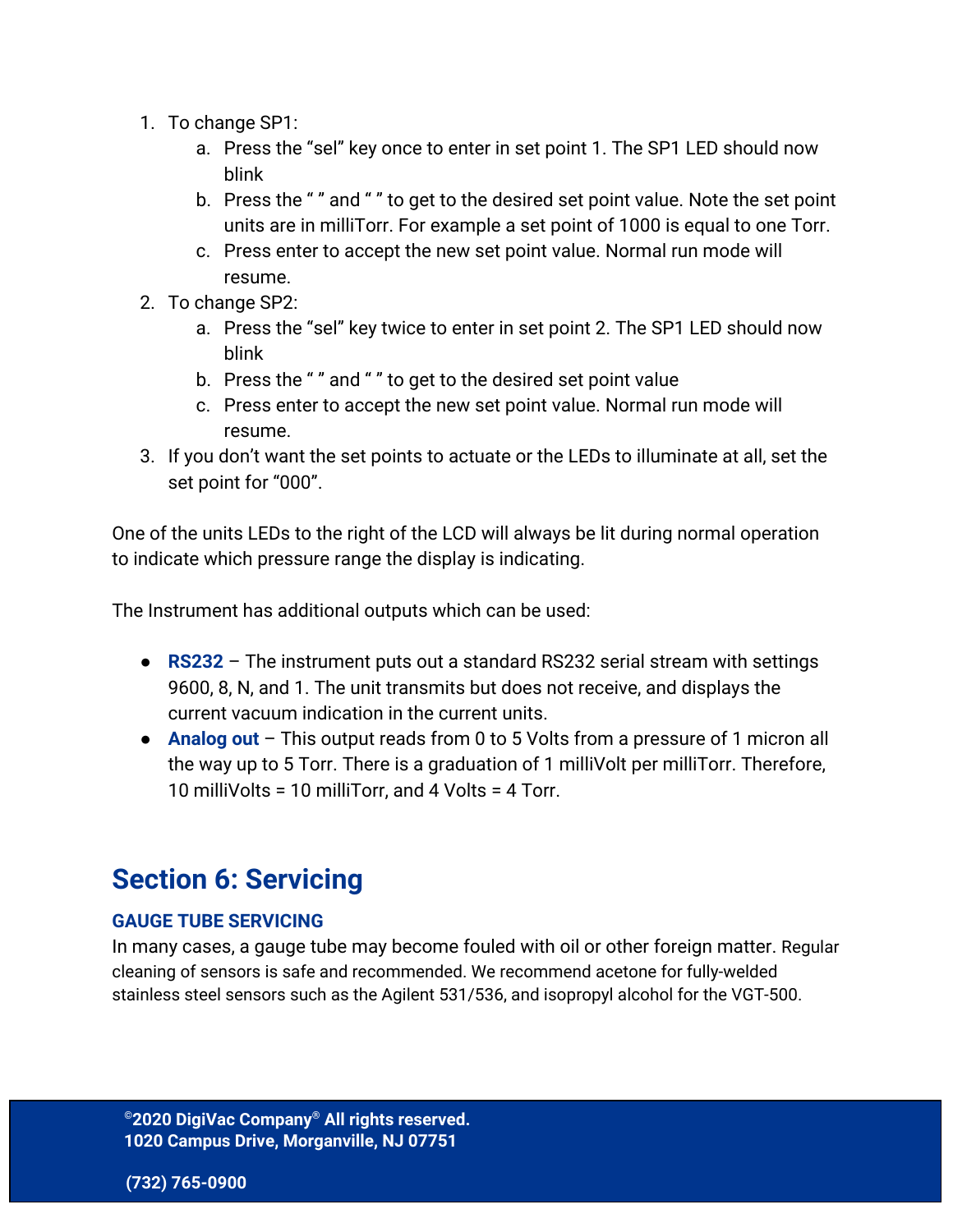1. To change SP1:
    a. Press the “sel” key once to enter in set point 1. The SP1 LED should now blink
    b. Press the “ ” and “ ” to get to the desired set point value. Note the set point units are in milliTorr. For example a set point of 1000 is equal to one Torr.
    c. Press enter to accept the new set point value. Normal run mode will resume.
2. To change SP2:
    a. Press the “sel” key twice to enter in set point 2. The SP1 LED should now blink
    b. Press the “ ” and “ ” to get to the desired set point value
    c. Press enter to accept the new set point value. Normal run mode will resume.
3. If you don’t want the set points to actuate or the LEDs to illuminate at all, set the set point for “000”.

One of the units LEDs to the right of the LCD will always be lit during normal operation to indicate which pressure range the display is indicating.

The Instrument has additional outputs which can be used:

- **RS232** – The instrument puts out a standard RS232 serial stream with settings 9600, 8, N, and 1. The unit transmits but does not receive, and displays the current vacuum indication in the current units.
- **Analog out** – This output reads from 0 to 5 Volts from a pressure of 1 micron all the way up to 5 Torr. There is a graduation of 1 milliVolt per milliTorr. Therefore, 10 milliVolts = 10 milliTorr, and 4 Volts = 4 Torr.

## Section 6: Servicing

### GAUGE TUBE SERVICING

In many cases, a gauge tube may become fouled with oil or other foreign matter. Regular cleaning of sensors is safe and recommended. We recommend acetone for fully-welded stainless steel sensors such as the Agilent 531/536, and isopropyl alcohol for the VGT-500.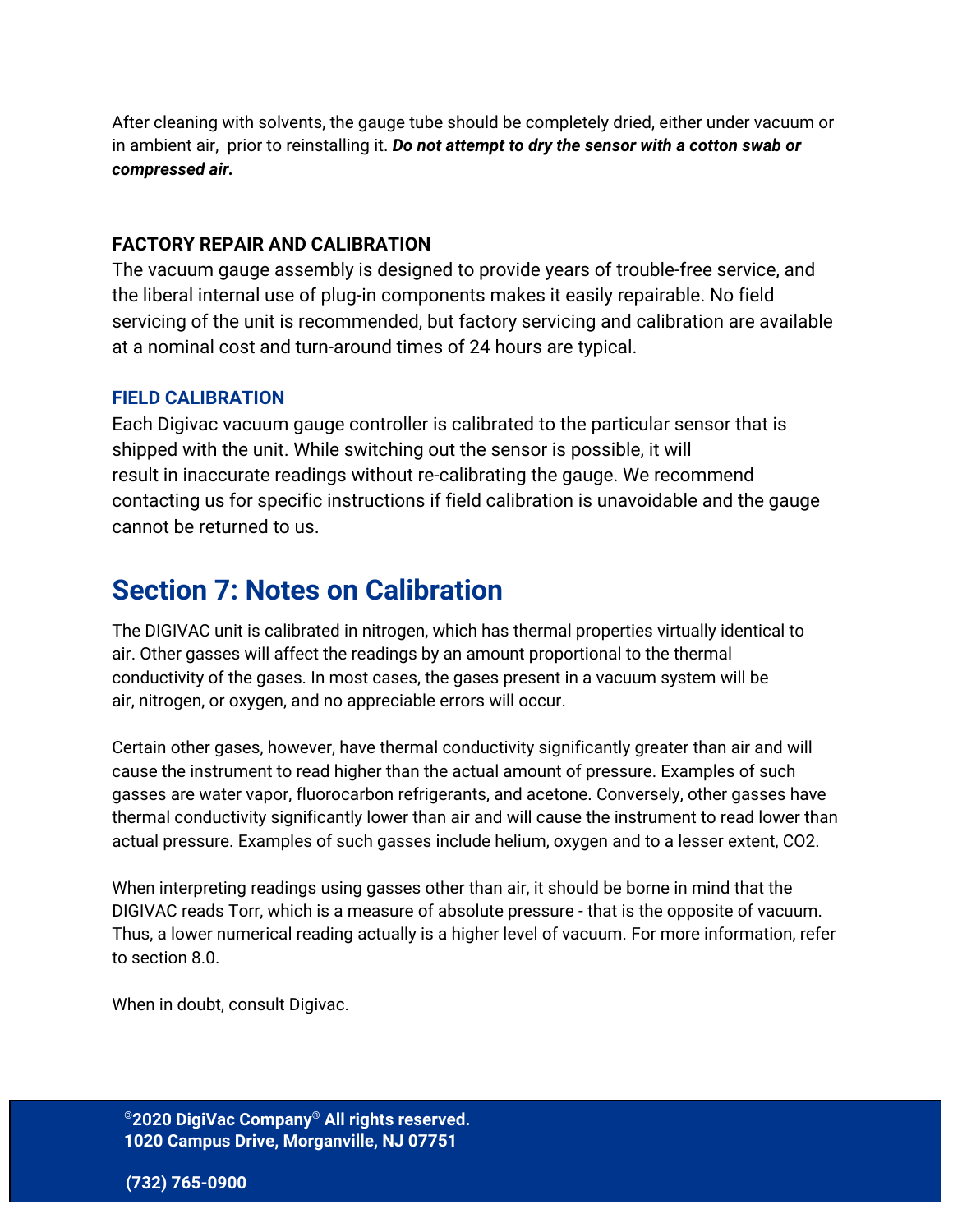After cleaning with solvents, the gauge tube should be completely dried, either under vacuum or in ambient air, prior to reinstalling it. ***Do not attempt to dry the sensor with a cotton swab or compressed air.***

### FACTORY REPAIR AND CALIBRATION

The vacuum gauge assembly is designed to provide years of trouble-free service, and the liberal internal use of plug-in components makes it easily repairable. No field servicing of the unit is recommended, but factory servicing and calibration are available at a nominal cost and turn-around times of 24 hours are typical.

### FIELD CALIBRATION

Each Digivac vacuum gauge controller is calibrated to the particular sensor that is shipped with the unit. While switching out the sensor is possible, it will result in inaccurate readings without re-calibrating the gauge. We recommend contacting us for specific instructions if field calibration is unavoidable and the gauge cannot be returned to us.

## Section 7: Notes on Calibration

The DIGIVAC unit is calibrated in nitrogen, which has thermal properties virtually identical to air. Other gasses will affect the readings by an amount proportional to the thermal conductivity of the gases. In most cases, the gases present in a vacuum system will be air, nitrogen, or oxygen, and no appreciable errors will occur.

Certain other gases, however, have thermal conductivity significantly greater than air and will cause the instrument to read higher than the actual amount of pressure. Examples of such gasses are water vapor, fluorocarbon refrigerants, and acetone. Conversely, other gasses have thermal conductivity significantly lower than air and will cause the instrument to read lower than actual pressure. Examples of such gasses include helium, oxygen and to a lesser extent, $CO_2$.

When interpreting readings using gasses other than air, it should be borne in mind that the DIGIVAC reads Torr, which is a measure of absolute pressure - that is the opposite of vacuum. Thus, a lower numerical reading actually is a higher level of vacuum. For more information, refer to section 8.0.

When in doubt, consult Digivac.

**©2020 DigiVac Company® All rights reserved.**
**1020 Campus Drive, Morganville, NJ 07751**

**(732) 765-0900**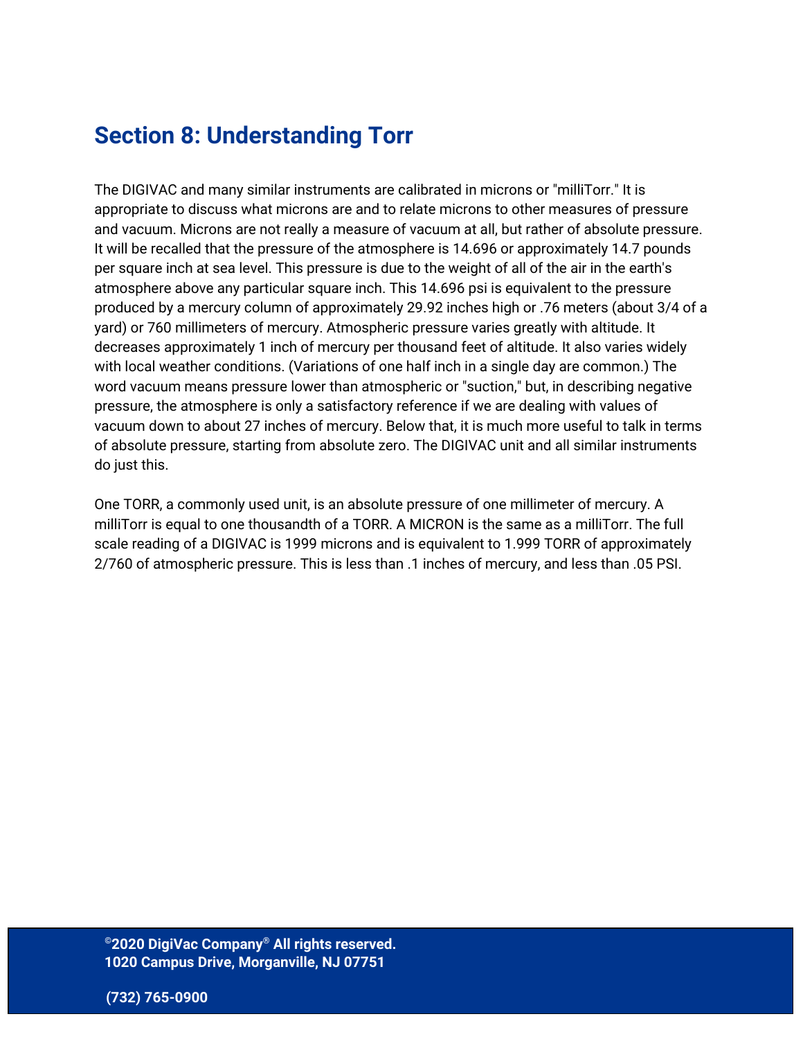## Section 8: Understanding Torr

The DIGIVAC and many similar instruments are calibrated in microns or "milliTorr." It is appropriate to discuss what microns are and to relate microns to other measures of pressure and vacuum. Microns are not really a measure of vacuum at all, but rather of absolute pressure. It will be recalled that the pressure of the atmosphere is 14.696 or approximately 14.7 pounds per square inch at sea level. This pressure is due to the weight of all of the air in the earth's atmosphere above any particular square inch. This 14.696 psi is equivalent to the pressure produced by a mercury column of approximately 29.92 inches high or .76 meters (about 3/4 of a yard) or 760 millimeters of mercury. Atmospheric pressure varies greatly with altitude. It decreases approximately 1 inch of mercury per thousand feet of altitude. It also varies widely with local weather conditions. (Variations of one half inch in a single day are common.) The word vacuum means pressure lower than atmospheric or "suction," but, in describing negative pressure, the atmosphere is only a satisfactory reference if we are dealing with values of vacuum down to about 27 inches of mercury. Below that, it is much more useful to talk in terms of absolute pressure, starting from absolute zero. The DIGIVAC unit and all similar instruments do just this.

One TORR, a commonly used unit, is an absolute pressure of one millimeter of mercury. A milliTorr is equal to one thousandth of a TORR. A MICRON is the same as a milliTorr. The full scale reading of a DIGIVAC is 1999 microns and is equivalent to 1.999 TORR of approximately 2/760 of atmospheric pressure. This is less than .1 inches of mercury, and less than .05 PSI.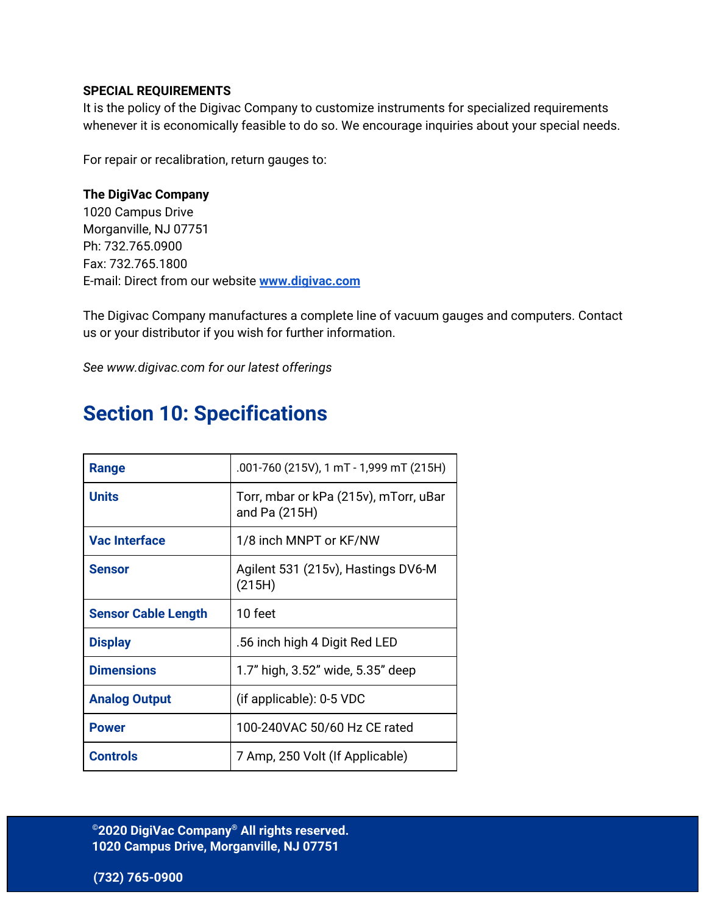**SPECIAL REQUIREMENTS**
It is the policy of the Digivac Company to customize instruments for specialized requirements whenever it is economically feasible to do so. We encourage inquiries about your special needs.

For repair or recalibration, return gauges to:

**The DigiVac Company**
1020 Campus Drive
Morganville, NJ 07751
Ph: 732.765.0900
Fax: 732.765.1800
E-mail: Direct from our website [www.digivac.com](http://www.digivac.com)

The Digivac Company manufactures a complete line of vacuum gauges and computers. Contact us or your distributor if you wish for further information.

*See www.digivac.com for our latest offerings*

## Section 10: Specifications

| | |
|---|---|
| **Range** | .001-760 (215V), 1 mT - 1,999 mT (215H) |
| **Units** | Torr, mbar or kPa (215v), mTorr, uBar and Pa (215H) |
| **Vac Interface** | 1/8 inch MNPT or KF/NW |
| **Sensor** | Agilent 531 (215v), Hastings DV6-M (215H) |
| **Sensor Cable Length** | 10 feet |
| **Display** | .56 inch high 4 Digit Red LED |
| **Dimensions** | 1.7” high, 3.52” wide, 5.35” deep |
| **Analog Output** | (if applicable): 0-5 VDC |
| **Power** | 100-240VAC 50/60 Hz CE rated |
| **Controls** | 7 Amp, 250 Volt (If Applicable) |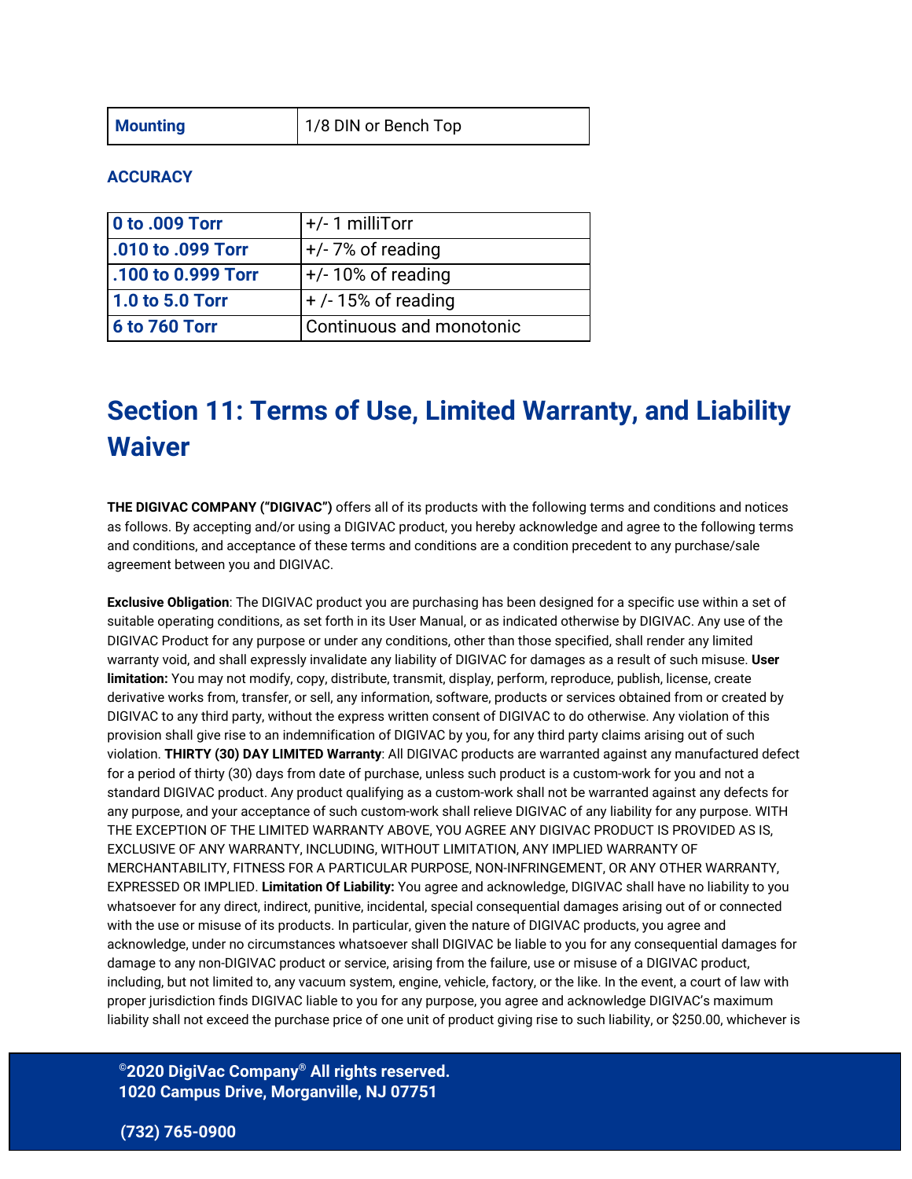| Mounting | 1/8 DIN or Bench Top |
| --- | --- |

### ACCURACY

| 0 to .009 Torr | +/- 1 milliTorr |
| --- | --- |
| .010 to .099 Torr | +/- 7% of reading |
| .100 to 0.999 Torr | +/- 10% of reading |
| 1.0 to 5.0 Torr | + /- 15% of reading |
| 6 to 760 Torr | Continuous and monotonic |

# Section 11: Terms of Use, Limited Warranty, and Liability Waiver

**THE DIGIVAC COMPANY ("DIGIVAC")** offers all of its products with the following terms and conditions and notices as follows. By accepting and/or using a DIGIVAC product, you hereby acknowledge and agree to the following terms and conditions, and acceptance of these terms and conditions are a condition precedent to any purchase/sale agreement between you and DIGIVAC.

**Exclusive Obligation**: The DIGIVAC product you are purchasing has been designed for a specific use within a set of suitable operating conditions, as set forth in its User Manual, or as indicated otherwise by DIGIVAC. Any use of the DIGIVAC Product for any purpose or under any conditions, other than those specified, shall render any limited warranty void, and shall expressly invalidate any liability of DIGIVAC for damages as a result of such misuse. **User limitation:** You may not modify, copy, distribute, transmit, display, perform, reproduce, publish, license, create derivative works from, transfer, or sell, any information, software, products or services obtained from or created by DIGIVAC to any third party, without the express written consent of DIGIVAC to do otherwise. Any violation of this provision shall give rise to an indemnification of DIGIVAC by you, for any third party claims arising out of such violation. **THIRTY (30) DAY LIMITED Warranty**: All DIGIVAC products are warranted against any manufactured defect for a period of thirty (30) days from date of purchase, unless such product is a custom-work for you and not a standard DIGIVAC product. Any product qualifying as a custom-work shall not be warranted against any defects for any purpose, and your acceptance of such custom-work shall relieve DIGIVAC of any liability for any purpose. WITH THE EXCEPTION OF THE LIMITED WARRANTY ABOVE, YOU AGREE ANY DIGIVAC PRODUCT IS PROVIDED AS IS, EXCLUSIVE OF ANY WARRANTY, INCLUDING, WITHOUT LIMITATION, ANY IMPLIED WARRANTY OF MERCHANTABILITY, FITNESS FOR A PARTICULAR PURPOSE, NON-INFRINGEMENT, OR ANY OTHER WARRANTY, EXPRESSED OR IMPLIED. **Limitation Of Liability:** You agree and acknowledge, DIGIVAC shall have no liability to you whatsoever for any direct, indirect, punitive, incidental, special consequential damages arising out of or connected with the use or misuse of its products. In particular, given the nature of DIGIVAC products, you agree and acknowledge, under no circumstances whatsoever shall DIGIVAC be liable to you for any consequential damages for damage to any non-DIGIVAC product or service, arising from the failure, use or misuse of a DIGIVAC product, including, but not limited to, any vacuum system, engine, vehicle, factory, or the like. In the event, a court of law with proper jurisdiction finds DIGIVAC liable to you for any purpose, you agree and acknowledge DIGIVAC's maximum liability shall not exceed the purchase price of one unit of product giving rise to such liability, or $250.00, whichever is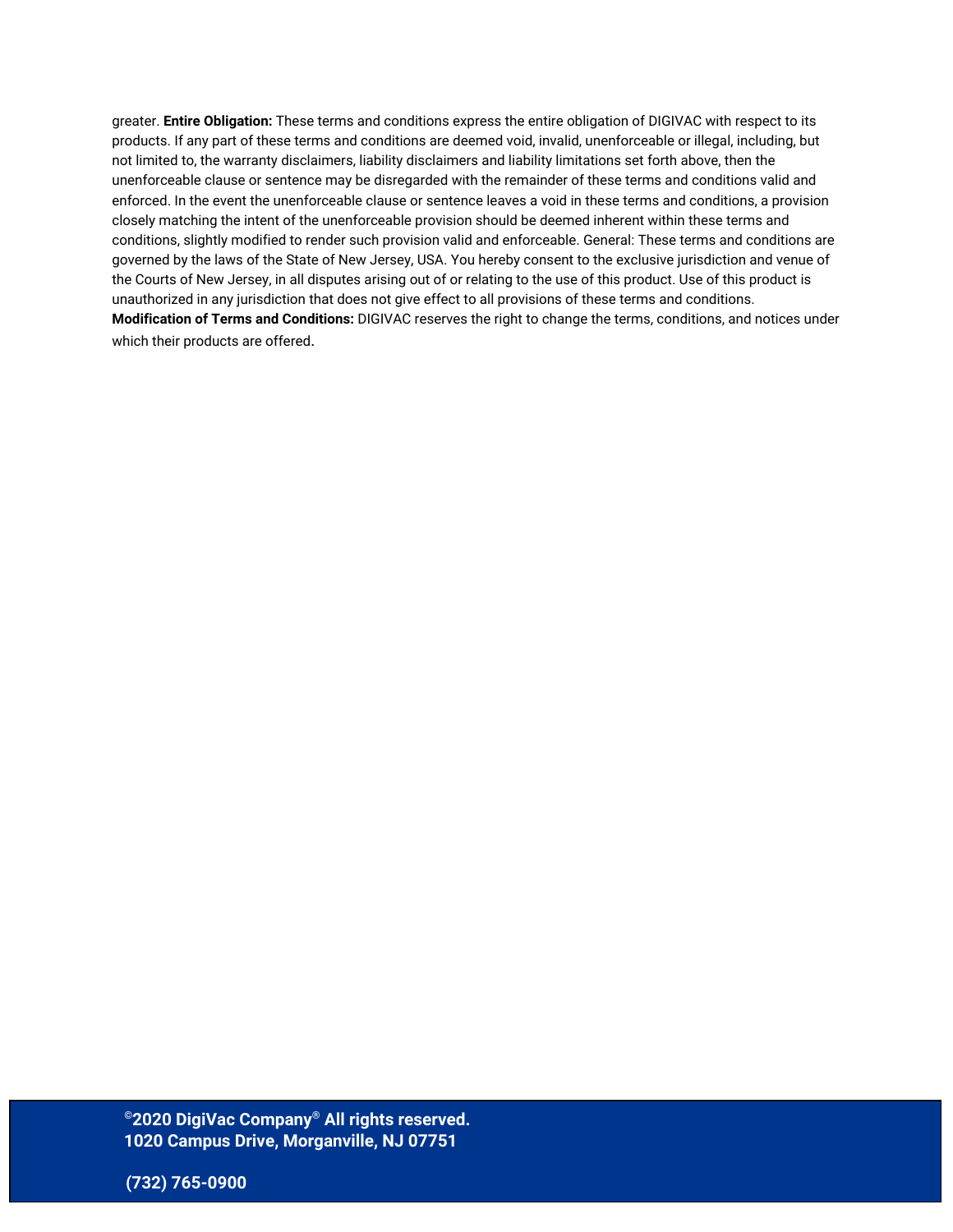greater. **Entire Obligation:** These terms and conditions express the entire obligation of DIGIVAC with respect to its products. If any part of these terms and conditions are deemed void, invalid, unenforceable or illegal, including, but not limited to, the warranty disclaimers, liability disclaimers and liability limitations set forth above, then the unenforceable clause or sentence may be disregarded with the remainder of these terms and conditions valid and enforced. In the event the unenforceable clause or sentence leaves a void in these terms and conditions, a provision closely matching the intent of the unenforceable provision should be deemed inherent within these terms and conditions, slightly modified to render such provision valid and enforceable. General: These terms and conditions are governed by the laws of the State of New Jersey, USA. You hereby consent to the exclusive jurisdiction and venue of the Courts of New Jersey, in all disputes arising out of or relating to the use of this product. Use of this product is unauthorized in any jurisdiction that does not give effect to all provisions of these terms and conditions. **Modification of Terms and Conditions:** DIGIVAC reserves the right to change the terms, conditions, and notices under which their products are offered.

**©2020 DigiVac Company® All rights reserved.**
**1020 Campus Drive, Morganville, NJ 07751**

**(732) 765-0900**